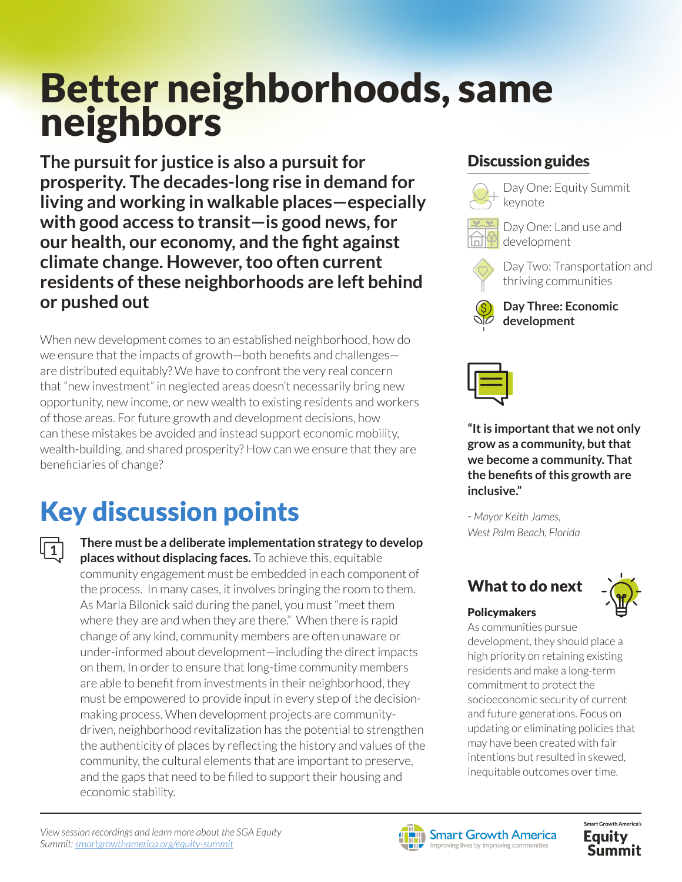# Better neighborhoods, same neighbors

**The pursuit for justice is also a pursuit for prosperity. The decades-long rise in demand for living and working in walkable places—especially with good access to transit—is good news, for our health, our economy, and the fight against climate change. However, too often current residents of these neighborhoods are left behind or pushed out**

When new development comes to an established neighborhood, how do we ensure that the impacts of growth—both benefits and challenges—are distributed equitably? We have to confront the very real concern that "new investment" in neglected areas doesn't necessarily bring new opportunity, new income, or new wealth to existing residents and workers of those areas. For future growth and development decisions, how can these mistakes be avoided and instead support economic mobility, wealth-building, and shared prosperity? How can we ensure that they are beneficiaries of change?

## Key discussion points

1. **There must be a deliberate implementation strategy to develop places without displacing faces.** To achieve this, equitable community engagement must be embedded in each component of the process. In many cases, it involves bringing the room to them. As Marla Bilonick said during the panel, you must "meet them where they are and when they are there." When there is rapid change of any kind, community members are often unaware or under-informed about development—including the direct impacts on them. In order to ensure that long-time community members are able to benefit from investments in their neighborhood, they must be empowered to provide input in every step of the decision-making process. When development projects are community-driven, neighborhood revitalization has the potential to strengthen the authenticity of places by reflecting the history and values of the community, the cultural elements that are important to preserve, and the gaps that need to be filled to support their housing and economic stability.

## Discussion guides

- Day One: Equity Summit keynote
- Day One: Land use and development
- Day Two: Transportation and thriving communities
- **Day Three: Economic development**

**"It is important that we not only grow as a community, but that we become a community. That the benefits of this growth are inclusive."**

*- Mayor Keith James, West Palm Beach, Florida*

## What to do next

**Policymakers**

As communities pursue development, they should place a high priority on retaining existing residents and make a long-term commitment to protect the socioeconomic security of current and future generations. Focus on updating or eliminating policies that may have been created with fair intentions but resulted in skewed, inequitable outcomes over time.

*View session recordings and learn more about the SGA Equity Summit: smartgrowthamerica.org/equity-summit*

Smart Growth America — Improving lives by improving communities

Smart Growth America's Equity Summit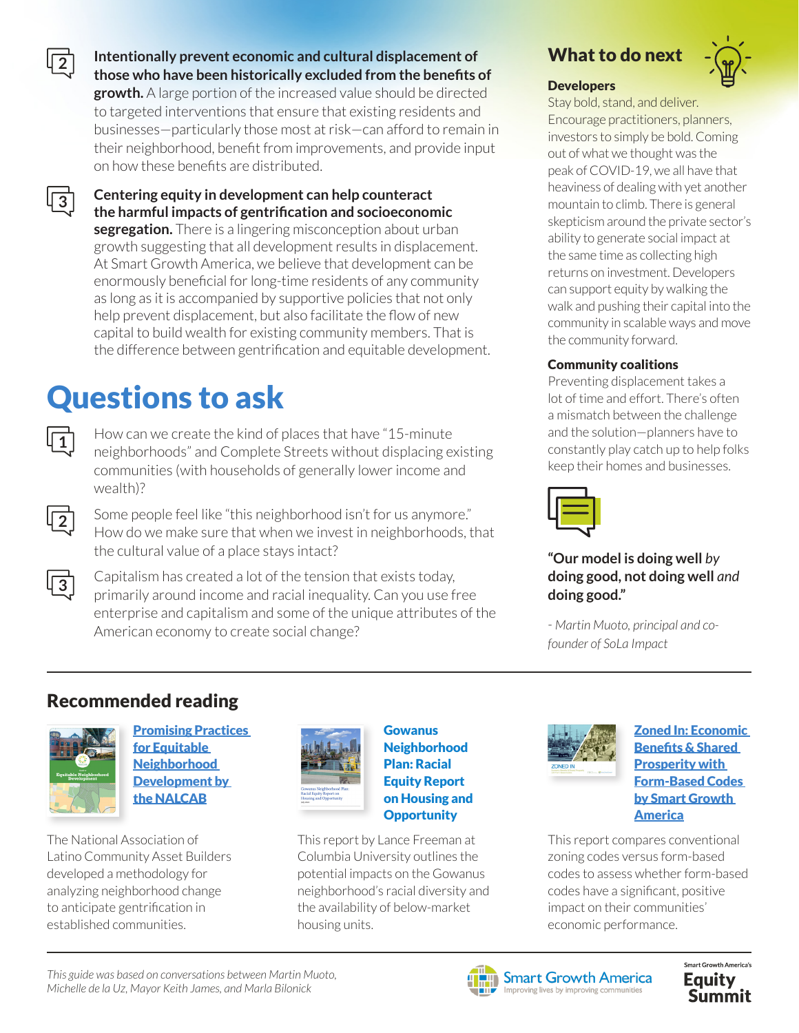2. **Intentionally prevent economic and cultural displacement of those who have been historically excluded from the benefits of growth.** A large portion of the increased value should be directed to targeted interventions that ensure that existing residents and businesses—particularly those most at risk—can afford to remain in their neighborhood, benefit from improvements, and provide input on how these benefits are distributed.

3. **Centering equity in development can help counteract the harmful impacts of gentrification and socioeconomic segregation.** There is a lingering misconception about urban growth suggesting that all development results in displacement. At Smart Growth America, we believe that development can be enormously beneficial for long-time residents of any community as long as it is accompanied by supportive policies that not only help prevent displacement, but also facilitate the flow of new capital to build wealth for existing community members. That is the difference between gentrification and equitable development.

# Questions to ask

1. How can we create the kind of places that have "15-minute neighborhoods" and Complete Streets without displacing existing communities (with households of generally lower income and wealth)?

2. Some people feel like "this neighborhood isn't for us anymore." How do we make sure that when we invest in neighborhoods, that the cultural value of a place stays intact?

3. Capitalism has created a lot of the tension that exists today, primarily around income and racial inequality. Can you use free enterprise and capitalism and some of the unique attributes of the American economy to create social change?

## What to do next

### Developers

Stay bold, stand, and deliver. Encourage practitioners, planners, investors to simply be bold. Coming out of what we thought was the peak of COVID-19, we all have that heaviness of dealing with yet another mountain to climb. There is general skepticism around the private sector's ability to generate social impact at the same time as collecting high returns on investment. Developers can support equity by walking the walk and pushing their capital into the community in scalable ways and move the community forward.

### Community coalitions

Preventing displacement takes a lot of time and effort. There's often a mismatch between the challenge and the solution—planners have to constantly play catch up to help folks keep their homes and businesses.

**"Our model is doing well *by* doing good, not doing well *and* doing good."**

*- Martin Muoto, principal and co-founder of SoLa Impact*

## Recommended reading

**Promising Practices for Equitable Neighborhood Development by the NALCAB**

The National Association of Latino Community Asset Builders developed a methodology for analyzing neighborhood change to anticipate gentrification in established communities.

**Gowanus Neighborhood Plan: Racial Equity Report on Housing and Opportunity**

This report by Lance Freeman at Columbia University outlines the potential impacts on the Gowanus neighborhood's racial diversity and the availability of below-market housing units.

**Zoned In: Economic Benefits & Shared Prosperity with Form-Based Codes by Smart Growth America**

This report compares conventional zoning codes versus form-based codes to assess whether form-based codes have a significant, positive impact on their communities' economic performance.

*This guide was based on conversations between Martin Muoto, Michelle de la Uz, Mayor Keith James, and Marla Bilonick*

Smart Growth America — Improving lives by improving communities

Smart Growth America's Equity Summit